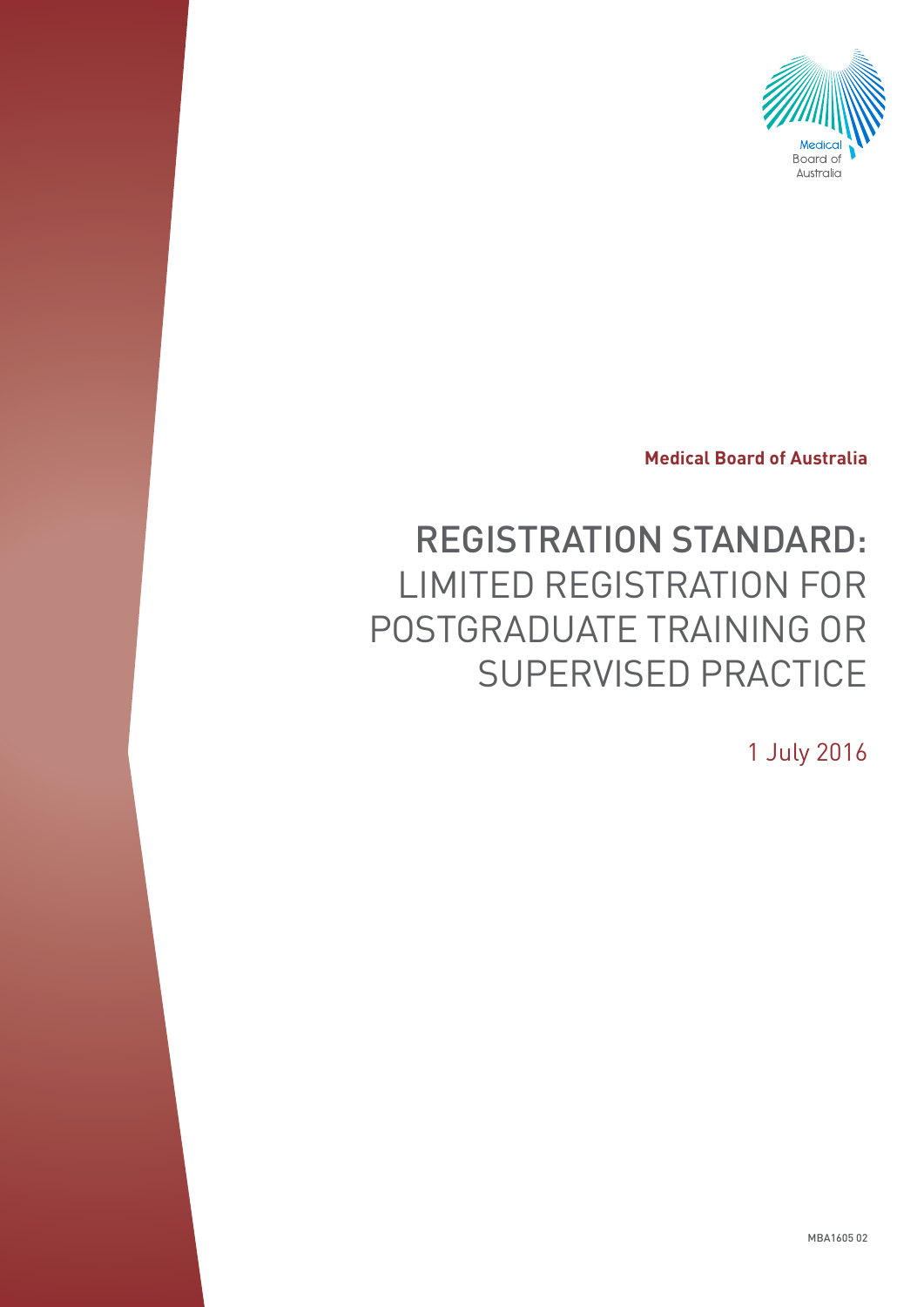Medical Board of Australia

Medical Board of Australia

# REGISTRATION STANDARD: LIMITED REGISTRATION FOR POSTGRADUATE TRAINING OR SUPERVISED PRACTICE

1 July 2016

MBA1605 02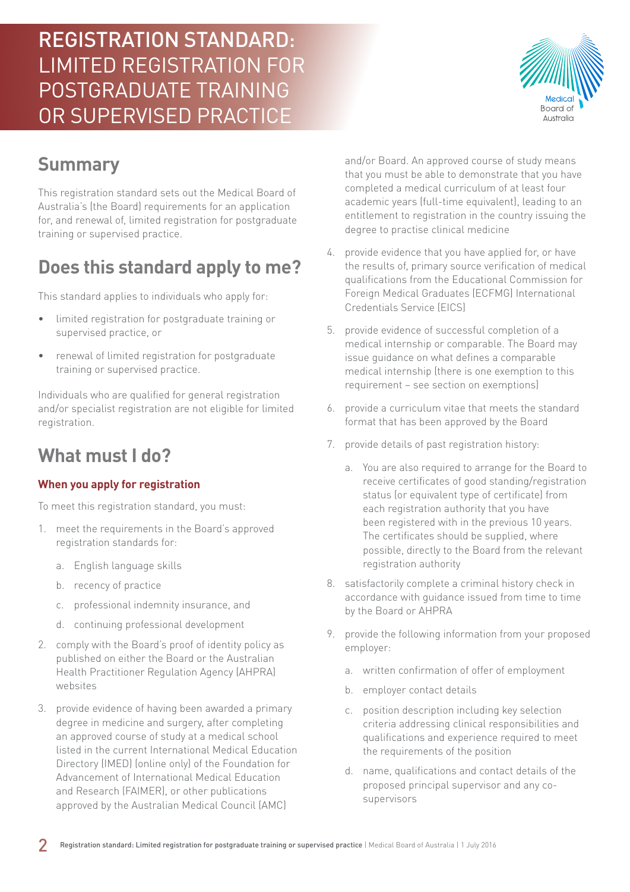# REGISTRATION STANDARD: LIMITED REGISTRATION FOR POSTGRADUATE TRAINING OR SUPERVISED PRACTICE

## Summary

This registration standard sets out the Medical Board of Australia's (the Board) requirements for an application for, and renewal of, limited registration for postgraduate training or supervised practice.

## Does this standard apply to me?

This standard applies to individuals who apply for:

- limited registration for postgraduate training or supervised practice, or
- renewal of limited registration for postgraduate training or supervised practice.

Individuals who are qualified for general registration and/or specialist registration are not eligible for limited registration.

## What must I do?

### When you apply for registration

To meet this registration standard, you must:

1. meet the requirements in the Board's approved registration standards for:
   a. English language skills
   b. recency of practice
   c. professional indemnity insurance, and
   d. continuing professional development
2. comply with the Board's proof of identity policy as published on either the Board or the Australian Health Practitioner Regulation Agency (AHPRA) websites
3. provide evidence of having been awarded a primary degree in medicine and surgery, after completing an approved course of study at a medical school listed in the current International Medical Education Directory (IMED) (online only) of the Foundation for Advancement of International Medical Education and Research (FAIMER), or other publications approved by the Australian Medical Council (AMC) and/or Board. An approved course of study means that you must be able to demonstrate that you have completed a medical curriculum of at least four academic years (full-time equivalent), leading to an entitlement to registration in the country issuing the degree to practise clinical medicine
4. provide evidence that you have applied for, or have the results of, primary source verification of medical qualifications from the Educational Commission for Foreign Medical Graduates (ECFMG) International Credentials Service (EICS)
5. provide evidence of successful completion of a medical internship or comparable. The Board may issue guidance on what defines a comparable medical internship (there is one exemption to this requirement – see section on exemptions)
6. provide a curriculum vitae that meets the standard format that has been approved by the Board
7. provide details of past registration history:
   a. You are also required to arrange for the Board to receive certificates of good standing/registration status (or equivalent type of certificate) from each registration authority that you have been registered with in the previous 10 years. The certificates should be supplied, where possible, directly to the Board from the relevant registration authority
8. satisfactorily complete a criminal history check in accordance with guidance issued from time to time by the Board or AHPRA
9. provide the following information from your proposed employer:
   a. written confirmation of offer of employment
   b. employer contact details
   c. position description including key selection criteria addressing clinical responsibilities and qualifications and experience required to meet the requirements of the position
   d. name, qualifications and contact details of the proposed principal supervisor and any co-supervisors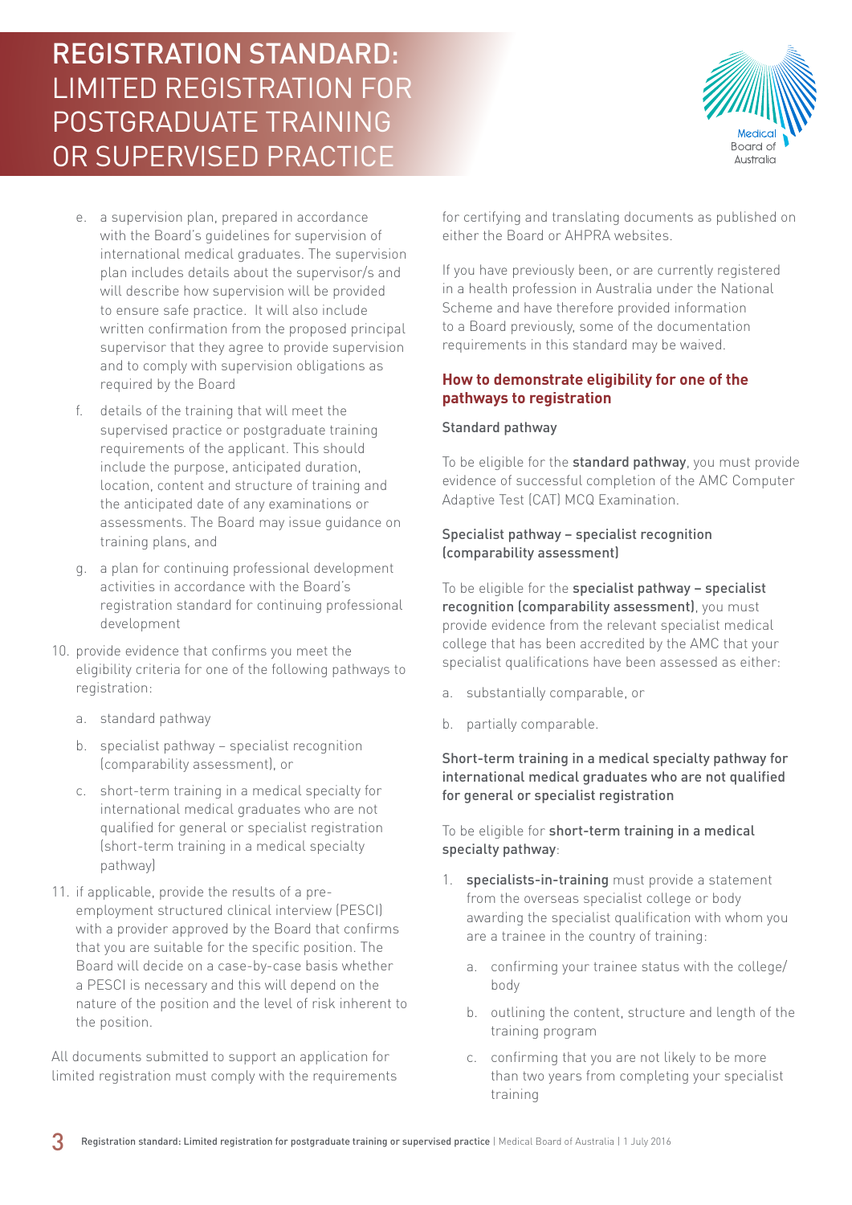e. a supervision plan, prepared in accordance with the Board's guidelines for supervision of international medical graduates. The supervision plan includes details about the supervisor/s and will describe how supervision will be provided to ensure safe practice. It will also include written confirmation from the proposed principal supervisor that they agree to provide supervision and to comply with supervision obligations as required by the Board

   f. details of the training that will meet the supervised practice or postgraduate training requirements of the applicant. This should include the purpose, anticipated duration, location, content and structure of training and the anticipated date of any examinations or assessments. The Board may issue guidance on training plans, and

   g. a plan for continuing professional development activities in accordance with the Board's registration standard for continuing professional development

10. provide evidence that confirms you meet the eligibility criteria for one of the following pathways to registration:

    a. standard pathway

    b. specialist pathway – specialist recognition (comparability assessment), or

    c. short-term training in a medical specialty for international medical graduates who are not qualified for general or specialist registration (short-term training in a medical specialty pathway)

11. if applicable, provide the results of a pre-employment structured clinical interview (PESCI) with a provider approved by the Board that confirms that you are suitable for the specific position. The Board will decide on a case-by-case basis whether a PESCI is necessary and this will depend on the nature of the position and the level of risk inherent to the position.

All documents submitted to support an application for limited registration must comply with the requirements for certifying and translating documents as published on either the Board or AHPRA websites.

If you have previously been, or are currently registered in a health profession in Australia under the National Scheme and have therefore provided information to a Board previously, some of the documentation requirements in this standard may be waived.

## How to demonstrate eligibility for one of the pathways to registration

### Standard pathway

To be eligible for the **standard pathway**, you must provide evidence of successful completion of the AMC Computer Adaptive Test (CAT) MCQ Examination.

### Specialist pathway – specialist recognition (comparability assessment)

To be eligible for the **specialist pathway – specialist recognition (comparability assessment)**, you must provide evidence from the relevant specialist medical college that has been accredited by the AMC that your specialist qualifications have been assessed as either:

a. substantially comparable, or

b. partially comparable.

### Short-term training in a medical specialty pathway for international medical graduates who are not qualified for general or specialist registration

To be eligible for **short-term training in a medical specialty pathway**:

1. **specialists-in-training** must provide a statement from the overseas specialist college or body awarding the specialist qualification with whom you are a trainee in the country of training:

   a. confirming your trainee status with the college/body

   b. outlining the content, structure and length of the training program

   c. confirming that you are not likely to be more than two years from completing your specialist training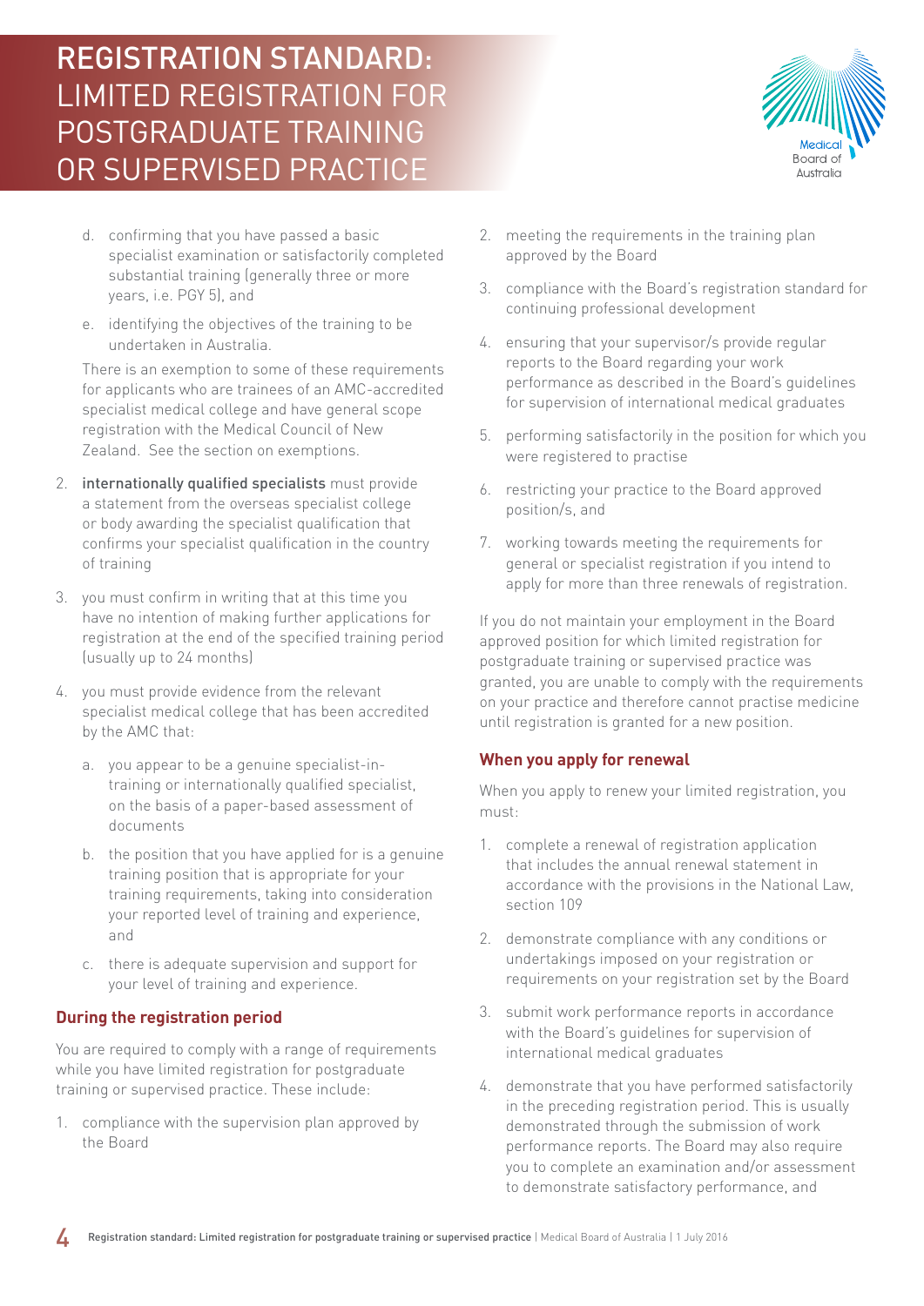d. confirming that you have passed a basic specialist examination or satisfactorily completed substantial training (generally three or more years, i.e. PGY 5), and

   e. identifying the objectives of the training to be undertaken in Australia.

   There is an exemption to some of these requirements for applicants who are trainees of an AMC-accredited specialist medical college and have general scope registration with the Medical Council of New Zealand. See the section on exemptions.

2. **internationally qualified specialists** must provide a statement from the overseas specialist college or body awarding the specialist qualification that confirms your specialist qualification in the country of training

3. you must confirm in writing that at this time you have no intention of making further applications for registration at the end of the specified training period (usually up to 24 months)

4. you must provide evidence from the relevant specialist medical college that has been accredited by the AMC that:

   a. you appear to be a genuine specialist-in-training or internationally qualified specialist, on the basis of a paper-based assessment of documents

   b. the position that you have applied for is a genuine training position that is appropriate for your training requirements, taking into consideration your reported level of training and experience, and

   c. there is adequate supervision and support for your level of training and experience.

### During the registration period

You are required to comply with a range of requirements while you have limited registration for postgraduate training or supervised practice. These include:

1. compliance with the supervision plan approved by the Board
2. meeting the requirements in the training plan approved by the Board
3. compliance with the Board's registration standard for continuing professional development
4. ensuring that your supervisor/s provide regular reports to the Board regarding your work performance as described in the Board's guidelines for supervision of international medical graduates
5. performing satisfactorily in the position for which you were registered to practise
6. restricting your practice to the Board approved position/s, and
7. working towards meeting the requirements for general or specialist registration if you intend to apply for more than three renewals of registration.

If you do not maintain your employment in the Board approved position for which limited registration for postgraduate training or supervised practice was granted, you are unable to comply with the requirements on your practice and therefore cannot practise medicine until registration is granted for a new position.

### When you apply for renewal

When you apply to renew your limited registration, you must:

1. complete a renewal of registration application that includes the annual renewal statement in accordance with the provisions in the National Law, section 109
2. demonstrate compliance with any conditions or undertakings imposed on your registration or requirements on your registration set by the Board
3. submit work performance reports in accordance with the Board's guidelines for supervision of international medical graduates
4. demonstrate that you have performed satisfactorily in the preceding registration period. This is usually demonstrated through the submission of work performance reports. The Board may also require you to complete an examination and/or assessment to demonstrate satisfactory performance, and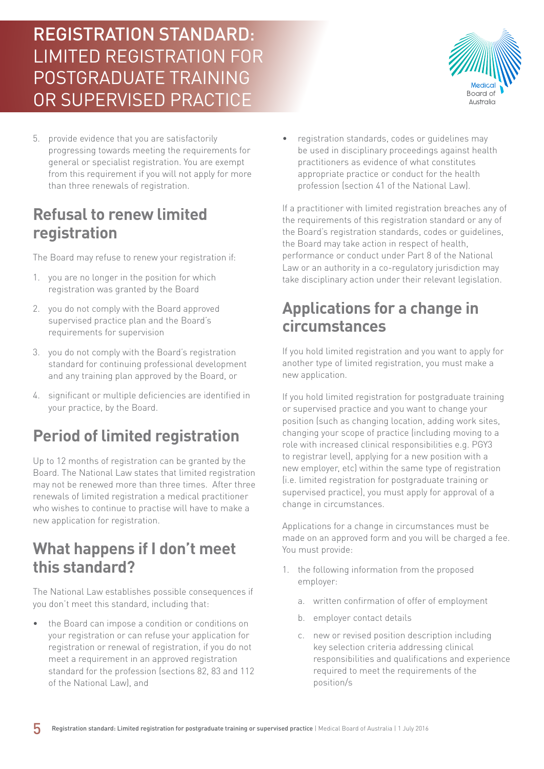5. provide evidence that you are satisfactorily progressing towards meeting the requirements for general or specialist registration. You are exempt from this requirement if you will not apply for more than three renewals of registration.

## Refusal to renew limited registration

The Board may refuse to renew your registration if:

1. you are no longer in the position for which registration was granted by the Board
2. you do not comply with the Board approved supervised practice plan and the Board's requirements for supervision
3. you do not comply with the Board's registration standard for continuing professional development and any training plan approved by the Board, or
4. significant or multiple deficiencies are identified in your practice, by the Board.

## Period of limited registration

Up to 12 months of registration can be granted by the Board. The National Law states that limited registration may not be renewed more than three times. After three renewals of limited registration a medical practitioner who wishes to continue to practise will have to make a new application for registration.

## What happens if I don't meet this standard?

The National Law establishes possible consequences if you don't meet this standard, including that:

- the Board can impose a condition or conditions on your registration or can refuse your application for registration or renewal of registration, if you do not meet a requirement in an approved registration standard for the profession (sections 82, 83 and 112 of the National Law), and
- registration standards, codes or guidelines may be used in disciplinary proceedings against health practitioners as evidence of what constitutes appropriate practice or conduct for the health profession (section 41 of the National Law).

If a practitioner with limited registration breaches any of the requirements of this registration standard or any of the Board's registration standards, codes or guidelines, the Board may take action in respect of health, performance or conduct under Part 8 of the National Law or an authority in a co-regulatory jurisdiction may take disciplinary action under their relevant legislation.

## Applications for a change in circumstances

If you hold limited registration and you want to apply for another type of limited registration, you must make a new application.

If you hold limited registration for postgraduate training or supervised practice and you want to change your position (such as changing location, adding work sites, changing your scope of practice (including moving to a role with increased clinical responsibilities e.g. PGY3 to registrar level), applying for a new position with a new employer, etc) within the same type of registration (i.e. limited registration for postgraduate training or supervised practice), you must apply for approval of a change in circumstances.

Applications for a change in circumstances must be made on an approved form and you will be charged a fee. You must provide:

1. the following information from the proposed employer:
   a. written confirmation of offer of employment
   b. employer contact details
   c. new or revised position description including key selection criteria addressing clinical responsibilities and qualifications and experience required to meet the requirements of the position/s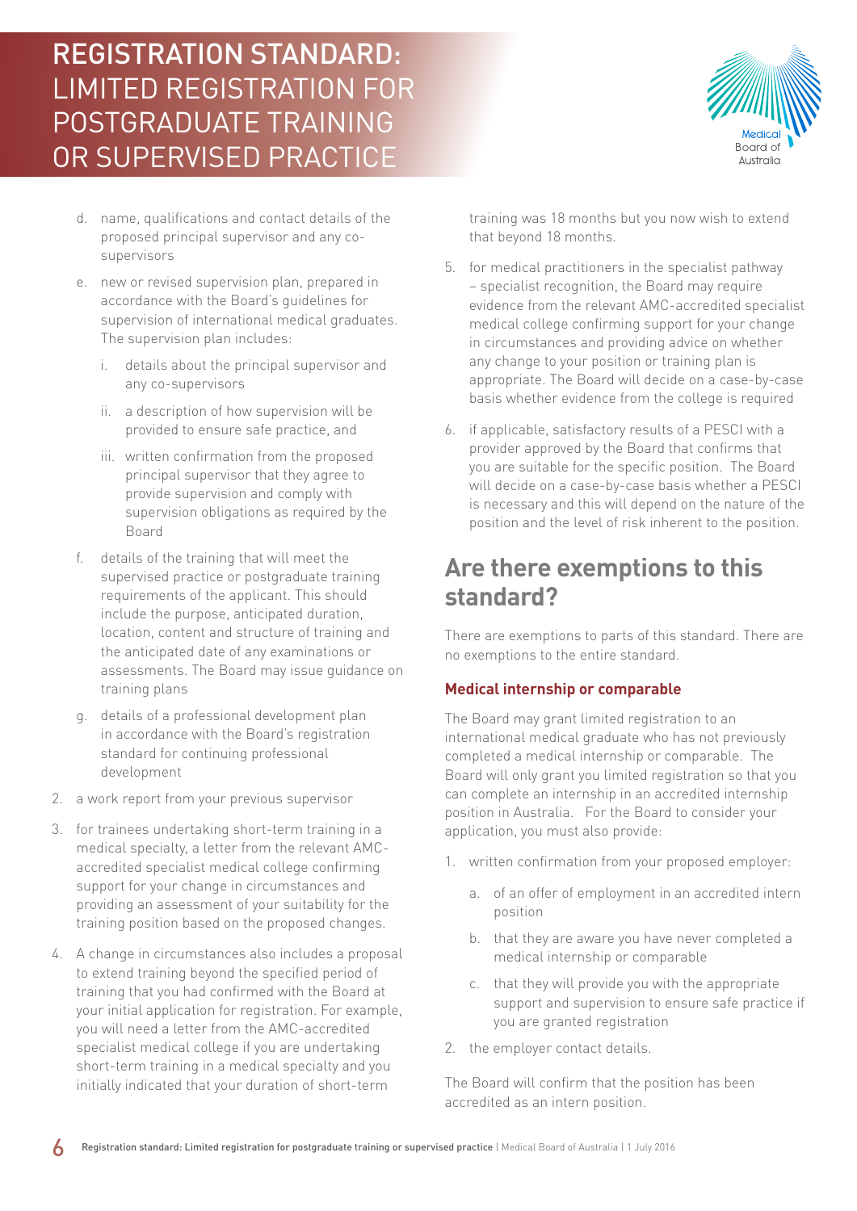d. name, qualifications and contact details of the proposed principal supervisor and any co-supervisors
e. new or revised supervision plan, prepared in accordance with the Board's guidelines for supervision of international medical graduates. The supervision plan includes:
    i. details about the principal supervisor and any co-supervisors
    ii. a description of how supervision will be provided to ensure safe practice, and
    iii. written confirmation from the proposed principal supervisor that they agree to provide supervision and comply with supervision obligations as required by the Board
f. details of the training that will meet the supervised practice or postgraduate training requirements of the applicant. This should include the purpose, anticipated duration, location, content and structure of training and the anticipated date of any examinations or assessments. The Board may issue guidance on training plans
g. details of a professional development plan in accordance with the Board's registration standard for continuing professional development

2. a work report from your previous supervisor
3. for trainees undertaking short-term training in a medical specialty, a letter from the relevant AMC-accredited specialist medical college confirming support for your change in circumstances and providing an assessment of your suitability for the training position based on the proposed changes.
4. A change in circumstances also includes a proposal to extend training beyond the specified period of training that you had confirmed with the Board at your initial application for registration. For example, you will need a letter from the AMC-accredited specialist medical college if you are undertaking short-term training in a medical specialty and you initially indicated that your duration of short-term training was 18 months but you now wish to extend that beyond 18 months.
5. for medical practitioners in the specialist pathway – specialist recognition, the Board may require evidence from the relevant AMC-accredited specialist medical college confirming support for your change in circumstances and providing advice on whether any change to your position or training plan is appropriate. The Board will decide on a case-by-case basis whether evidence from the college is required
6. if applicable, satisfactory results of a PESCI with a provider approved by the Board that confirms that you are suitable for the specific position. The Board will decide on a case-by-case basis whether a PESCI is necessary and this will depend on the nature of the position and the level of risk inherent to the position.

## Are there exemptions to this standard?

There are exemptions to parts of this standard. There are no exemptions to the entire standard.

### Medical internship or comparable

The Board may grant limited registration to an international medical graduate who has not previously completed a medical internship or comparable. The Board will only grant you limited registration so that you can complete an internship in an accredited internship position in Australia. For the Board to consider your application, you must also provide:

1. written confirmation from your proposed employer:
    a. of an offer of employment in an accredited intern position
    b. that they are aware you have never completed a medical internship or comparable
    c. that they will provide you with the appropriate support and supervision to ensure safe practice if you are granted registration
2. the employer contact details.

The Board will confirm that the position has been accredited as an intern position.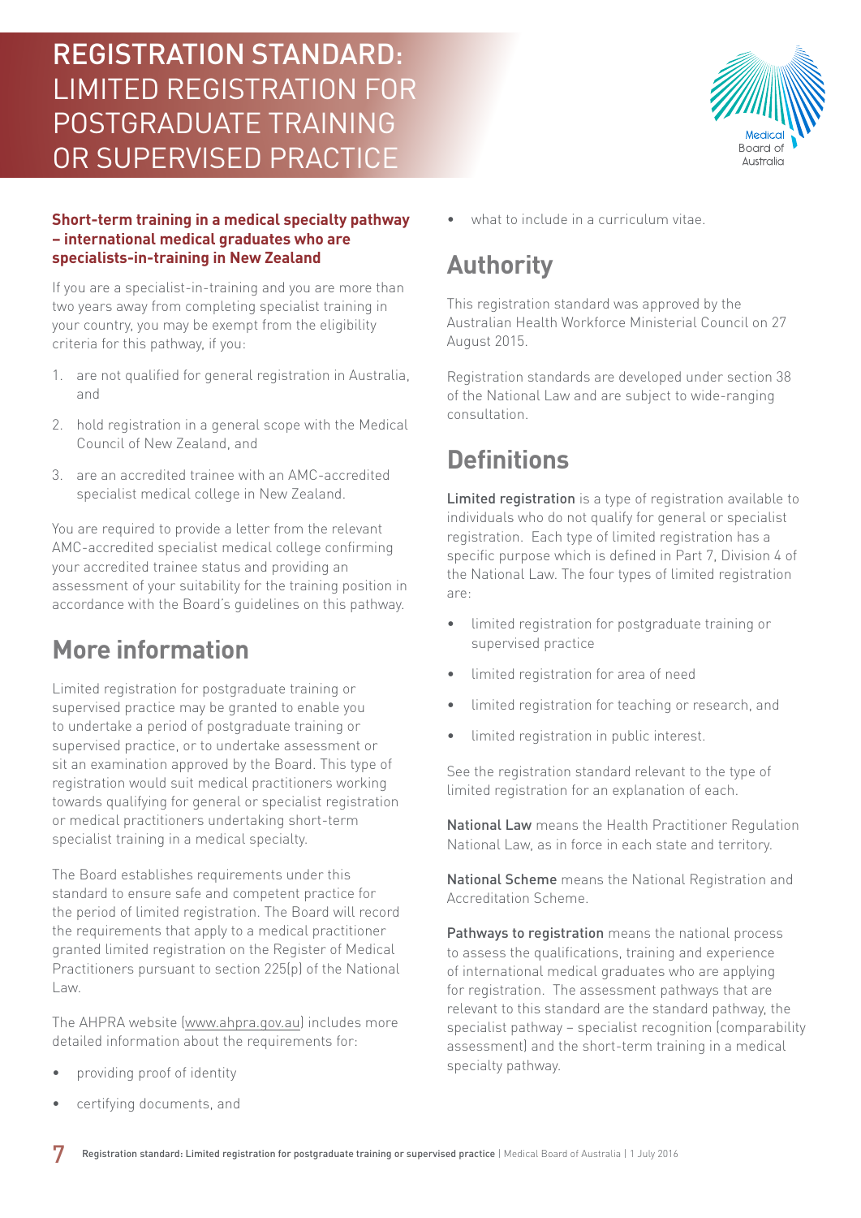# REGISTRATION STANDARD: LIMITED REGISTRATION FOR POSTGRADUATE TRAINING OR SUPERVISED PRACTICE

### Short-term training in a medical specialty pathway – international medical graduates who are specialists-in-training in New Zealand

If you are a specialist-in-training and you are more than two years away from completing specialist training in your country, you may be exempt from the eligibility criteria for this pathway, if you:

1. are not qualified for general registration in Australia, and
2. hold registration in a general scope with the Medical Council of New Zealand, and
3. are an accredited trainee with an AMC-accredited specialist medical college in New Zealand.

You are required to provide a letter from the relevant AMC-accredited specialist medical college confirming your accredited trainee status and providing an assessment of your suitability for the training position in accordance with the Board's guidelines on this pathway.

## More information

Limited registration for postgraduate training or supervised practice may be granted to enable you to undertake a period of postgraduate training or supervised practice, or to undertake assessment or sit an examination approved by the Board. This type of registration would suit medical practitioners working towards qualifying for general or specialist registration or medical practitioners undertaking short-term specialist training in a medical specialty.

The Board establishes requirements under this standard to ensure safe and competent practice for the period of limited registration. The Board will record the requirements that apply to a medical practitioner granted limited registration on the Register of Medical Practitioners pursuant to section 225(p) of the National Law.

The AHPRA website (www.ahpra.gov.au) includes more detailed information about the requirements for:

- providing proof of identity
- certifying documents, and
- what to include in a curriculum vitae.

## Authority

This registration standard was approved by the Australian Health Workforce Ministerial Council on 27 August 2015.

Registration standards are developed under section 38 of the National Law and are subject to wide-ranging consultation.

## Definitions

**Limited registration** is a type of registration available to individuals who do not qualify for general or specialist registration. Each type of limited registration has a specific purpose which is defined in Part 7, Division 4 of the National Law. The four types of limited registration are:

- limited registration for postgraduate training or supervised practice
- limited registration for area of need
- limited registration for teaching or research, and
- limited registration in public interest.

See the registration standard relevant to the type of limited registration for an explanation of each.

**National Law** means the Health Practitioner Regulation National Law, as in force in each state and territory.

**National Scheme** means the National Registration and Accreditation Scheme.

**Pathways to registration** means the national process to assess the qualifications, training and experience of international medical graduates who are applying for registration. The assessment pathways that are relevant to this standard are the standard pathway, the specialist pathway – specialist recognition (comparability assessment) and the short-term training in a medical specialty pathway.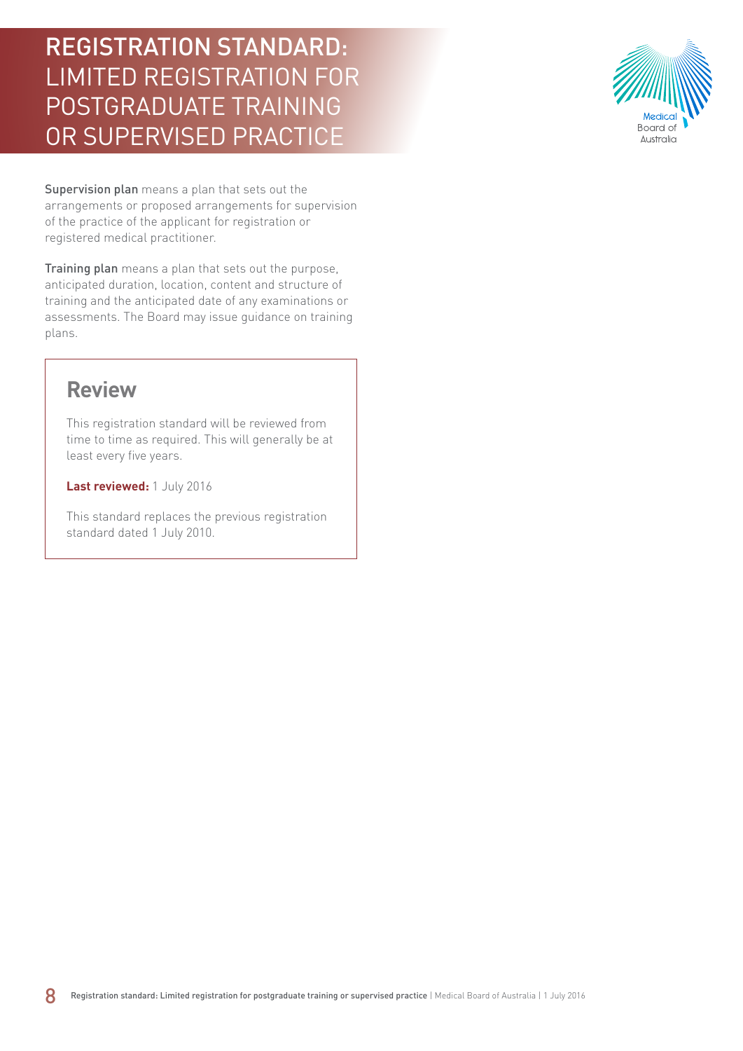Supervision plan means a plan that sets out the arrangements or proposed arrangements for supervision of the practice of the applicant for registration or registered medical practitioner.

Training plan means a plan that sets out the purpose, anticipated duration, location, content and structure of training and the anticipated date of any examinations or assessments. The Board may issue guidance on training plans.

## Review

This registration standard will be reviewed from time to time as required. This will generally be at least every five years.

**Last reviewed:** 1 July 2016

This standard replaces the previous registration standard dated 1 July 2010.